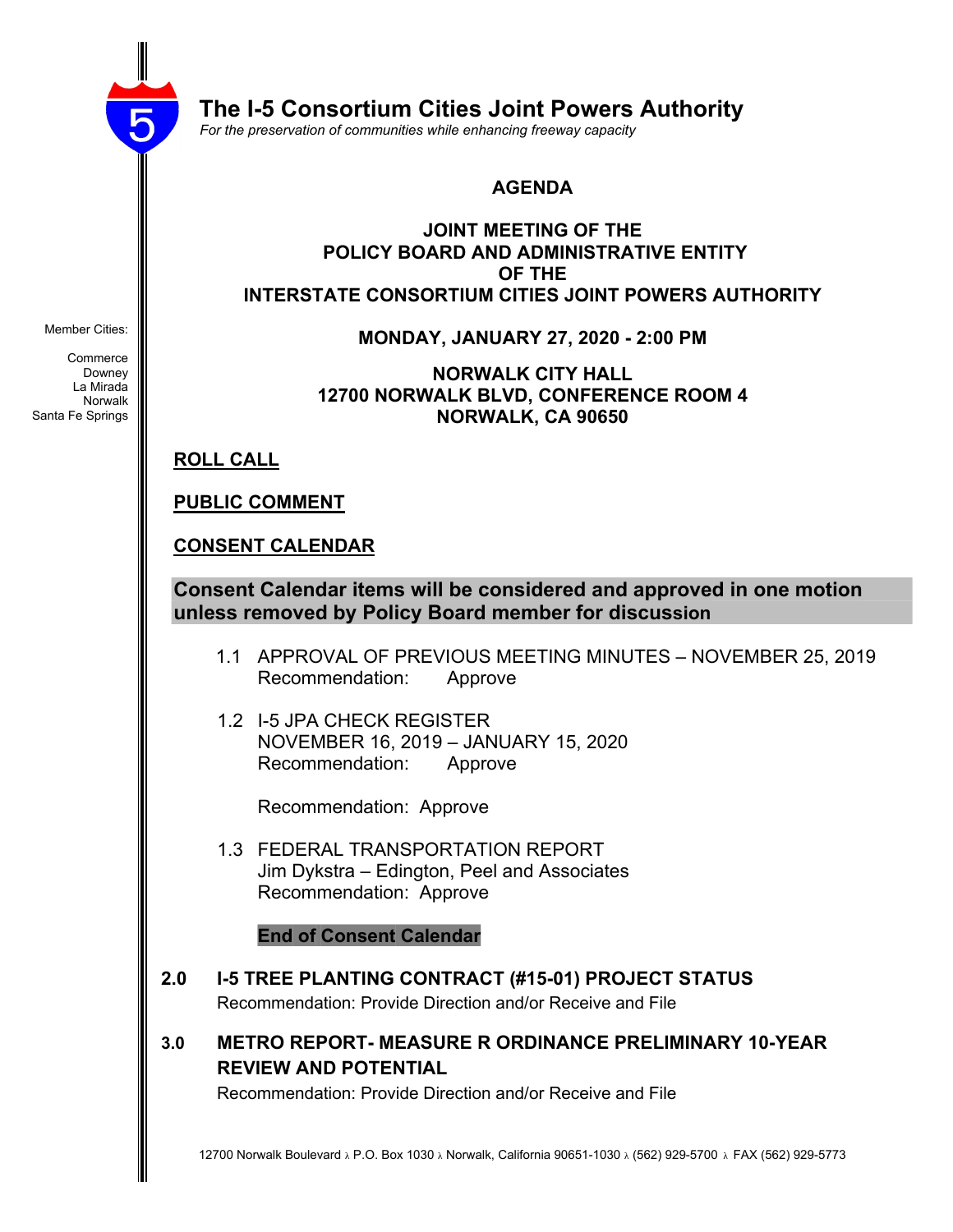# The I-5 Consortium Cities Joint Powers Authority

*For the preservation of communities while enhancing freeway capacity*

Member Cities:

Commerce
Downey
La Mirada
Norwalk
Santa Fe Springs

## AGENDA

**JOINT MEETING OF THE
POLICY BOARD AND ADMINISTRATIVE ENTITY
OF THE
INTERSTATE CONSORTIUM CITIES JOINT POWERS AUTHORITY**

**MONDAY, JANUARY 27, 2020 - 2:00 PM**

**NORWALK CITY HALL
12700 NORWALK BLVD, CONFERENCE ROOM 4
NORWALK, CA 90650**

**ROLL CALL**

**PUBLIC COMMENT**

**CONSENT CALENDAR**

**Consent Calendar items will be considered and approved in one motion unless removed by Policy Board member for discussion**

1.1 APPROVAL OF PREVIOUS MEETING MINUTES – NOVEMBER 25, 2019
Recommendation: Approve

1.2 I-5 JPA CHECK REGISTER
NOVEMBER 16, 2019 – JANUARY 15, 2020
Recommendation: Approve

Recommendation: Approve

1.3 FEDERAL TRANSPORTATION REPORT
Jim Dykstra – Edington, Peel and Associates
Recommendation: Approve

**End of Consent Calendar**

**2.0 I-5 TREE PLANTING CONTRACT (#15-01) PROJECT STATUS**
Recommendation: Provide Direction and/or Receive and File

**3.0 METRO REPORT- MEASURE R ORDINANCE PRELIMINARY 10-YEAR REVIEW AND POTENTIAL**
Recommendation: Provide Direction and/or Receive and File

12700 Norwalk Boulevard ⋅ P.O. Box 1030 ⋅ Norwalk, California 90651-1030 ⋅ (562) 929-5700 ⋅ FAX (562) 929-5773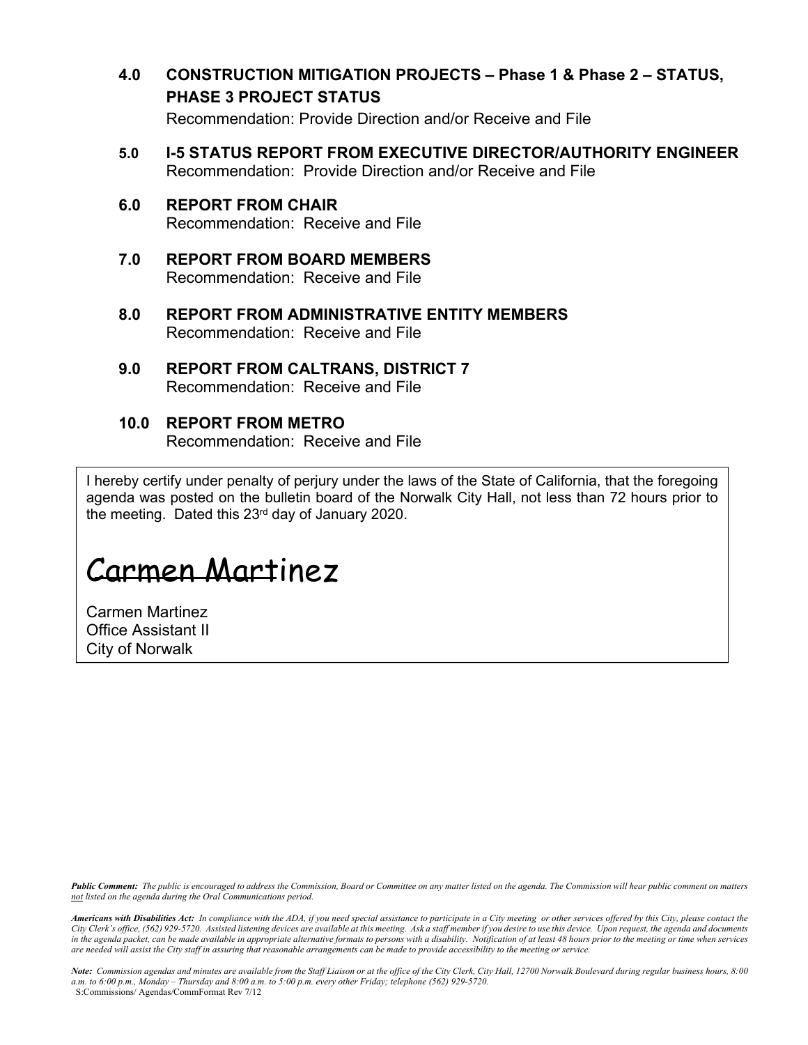**4.0 CONSTRUCTION MITIGATION PROJECTS – Phase 1 & Phase 2 – STATUS, PHASE 3 PROJECT STATUS**

Recommendation: Provide Direction and/or Receive and File

**5.0 I-5 STATUS REPORT FROM EXECUTIVE DIRECTOR/AUTHORITY ENGINEER**

Recommendation: Provide Direction and/or Receive and File

**6.0 REPORT FROM CHAIR**

Recommendation: Receive and File

**7.0 REPORT FROM BOARD MEMBERS**

Recommendation: Receive and File

**8.0 REPORT FROM ADMINISTRATIVE ENTITY MEMBERS**

Recommendation: Receive and File

**9.0 REPORT FROM CALTRANS, DISTRICT 7**

Recommendation: Receive and File

**10.0 REPORT FROM METRO**

Recommendation: Receive and File

I hereby certify under penalty of perjury under the laws of the State of California, that the foregoing agenda was posted on the bulletin board of the Norwalk City Hall, not less than 72 hours prior to the meeting. Dated this 23rd day of January 2020.

Carmen Martinez

Carmen Martinez
Office Assistant II
City of Norwalk

***Public Comment:*** *The public is encouraged to address the Commission, Board or Committee on any matter listed on the agenda. The Commission will hear public comment on matters not listed on the agenda during the Oral Communications period.*

***Americans with Disabilities Act:*** *In compliance with the ADA, if you need special assistance to participate in a City meeting or other services offered by this City, please contact the City Clerk's office, (562) 929-5720. Assisted listening devices are available at this meeting. Ask a staff member if you desire to use this device. Upon request, the agenda and documents in the agenda packet, can be made available in appropriate alternative formats to persons with a disability. Notification of at least 48 hours prior to the meeting or time when services are needed will assist the City staff in assuring that reasonable arrangements can be made to provide accessibility to the meeting or service.*

***Note:*** *Commission agendas and minutes are available from the Staff Liaison or at the office of the City Clerk, City Hall, 12700 Norwalk Boulevard during regular business hours, 8:00 a.m. to 6:00 p.m., Monday – Thursday and 8:00 a.m. to 5:00 p.m. every other Friday; telephone (562) 929-5720.*

S:Commissions/ Agendas/CommFormat Rev 7/12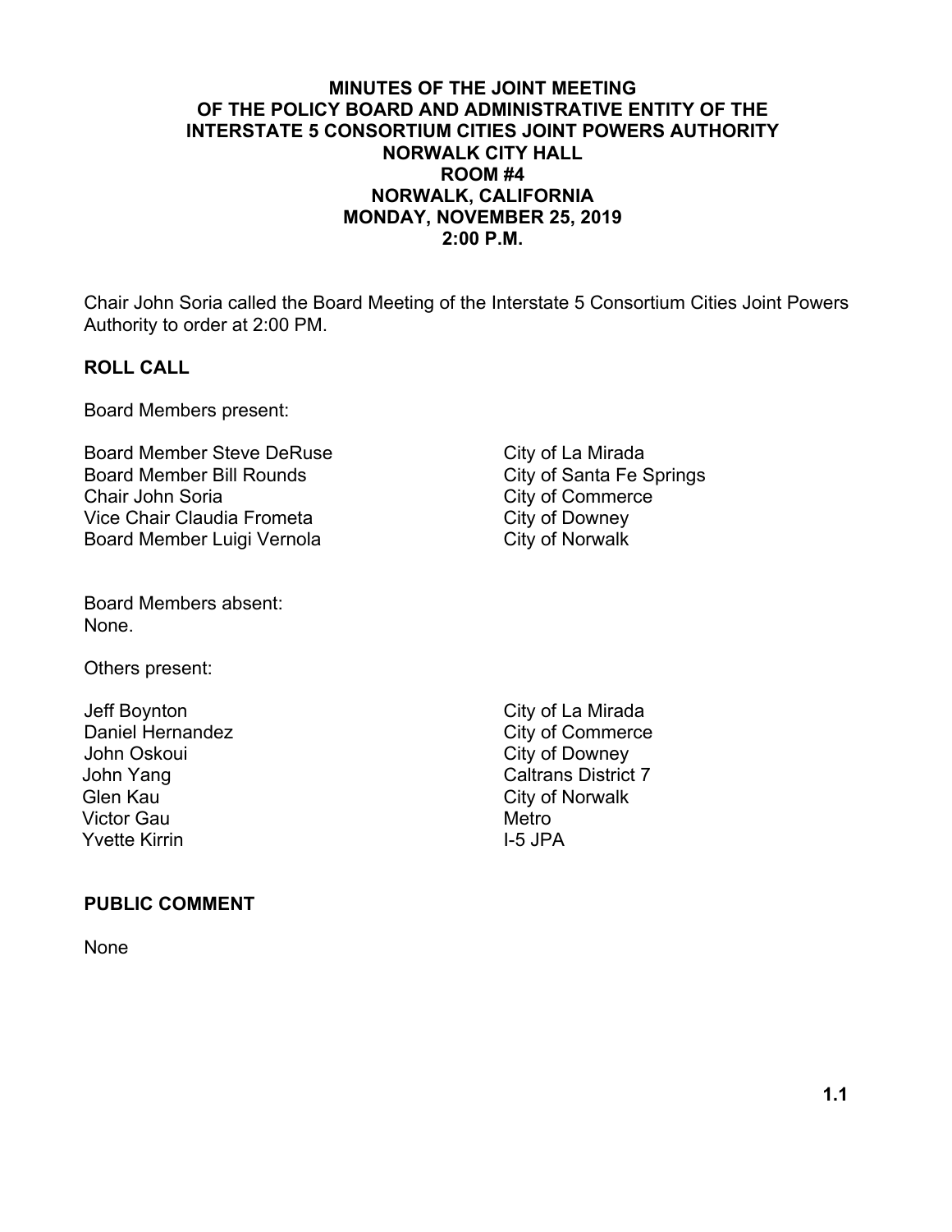**MINUTES OF THE JOINT MEETING
OF THE POLICY BOARD AND ADMINISTRATIVE ENTITY OF THE
INTERSTATE 5 CONSORTIUM CITIES JOINT POWERS AUTHORITY
NORWALK CITY HALL
ROOM #4
NORWALK, CALIFORNIA
MONDAY, NOVEMBER 25, 2019
2:00 P.M.**

Chair John Soria called the Board Meeting of the Interstate 5 Consortium Cities Joint Powers Authority to order at 2:00 PM.

## ROLL CALL

Board Members present:

| | |
|---|---|
| Board Member Steve DeRuse | City of La Mirada |
| Board Member Bill Rounds | City of Santa Fe Springs |
| Chair John Soria | City of Commerce |
| Vice Chair Claudia Frometa | City of Downey |
| Board Member Luigi Vernola | City of Norwalk |

Board Members absent:
None.

Others present:

| | |
|---|---|
| Jeff Boynton | City of La Mirada |
| Daniel Hernandez | City of Commerce |
| John Oskoui | City of Downey |
| John Yang | Caltrans District 7 |
| Glen Kau | City of Norwalk |
| Victor Gau | Metro |
| Yvette Kirrin | I-5 JPA |

## PUBLIC COMMENT

None

1.1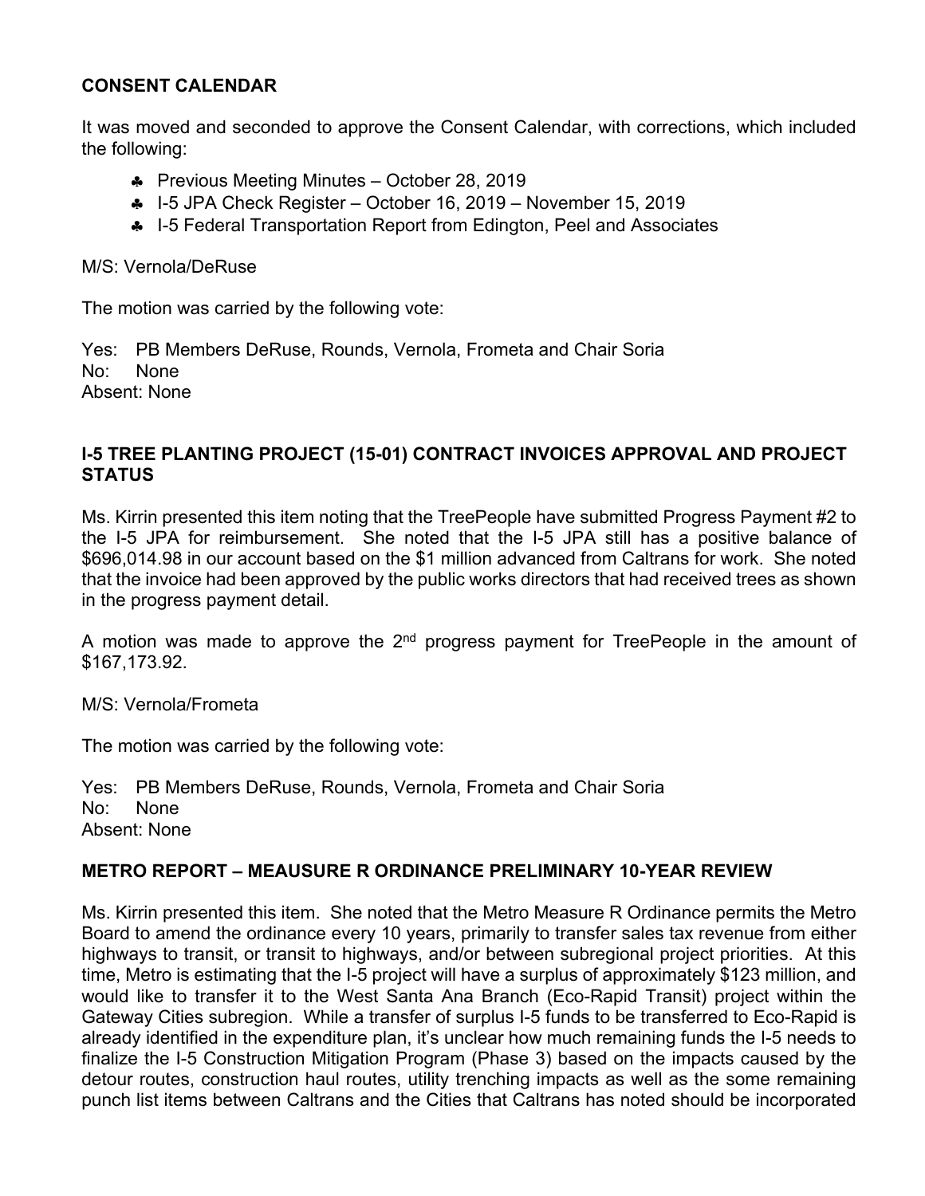## CONSENT CALENDAR

It was moved and seconded to approve the Consent Calendar, with corrections, which included the following:

- Previous Meeting Minutes – October 28, 2019
- I-5 JPA Check Register – October 16, 2019 – November 15, 2019
- I-5 Federal Transportation Report from Edington, Peel and Associates

M/S: Vernola/DeRuse

The motion was carried by the following vote:

Yes: PB Members DeRuse, Rounds, Vernola, Frometa and Chair Soria
No: None
Absent: None

## I-5 TREE PLANTING PROJECT (15-01) CONTRACT INVOICES APPROVAL AND PROJECT STATUS

Ms. Kirrin presented this item noting that the TreePeople have submitted Progress Payment #2 to the I-5 JPA for reimbursement. She noted that the I-5 JPA still has a positive balance of $696,014.98 in our account based on the $1 million advanced from Caltrans for work. She noted that the invoice had been approved by the public works directors that had received trees as shown in the progress payment detail.

A motion was made to approve the 2nd progress payment for TreePeople in the amount of $167,173.92.

M/S: Vernola/Frometa

The motion was carried by the following vote:

Yes: PB Members DeRuse, Rounds, Vernola, Frometa and Chair Soria
No: None
Absent: None

## METRO REPORT – MEAUSURE R ORDINANCE PRELIMINARY 10-YEAR REVIEW

Ms. Kirrin presented this item. She noted that the Metro Measure R Ordinance permits the Metro Board to amend the ordinance every 10 years, primarily to transfer sales tax revenue from either highways to transit, or transit to highways, and/or between subregional project priorities. At this time, Metro is estimating that the I-5 project will have a surplus of approximately $123 million, and would like to transfer it to the West Santa Ana Branch (Eco-Rapid Transit) project within the Gateway Cities subregion. While a transfer of surplus I-5 funds to be transferred to Eco-Rapid is already identified in the expenditure plan, it's unclear how much remaining funds the I-5 needs to finalize the I-5 Construction Mitigation Program (Phase 3) based on the impacts caused by the detour routes, construction haul routes, utility trenching impacts as well as the some remaining punch list items between Caltrans and the Cities that Caltrans has noted should be incorporated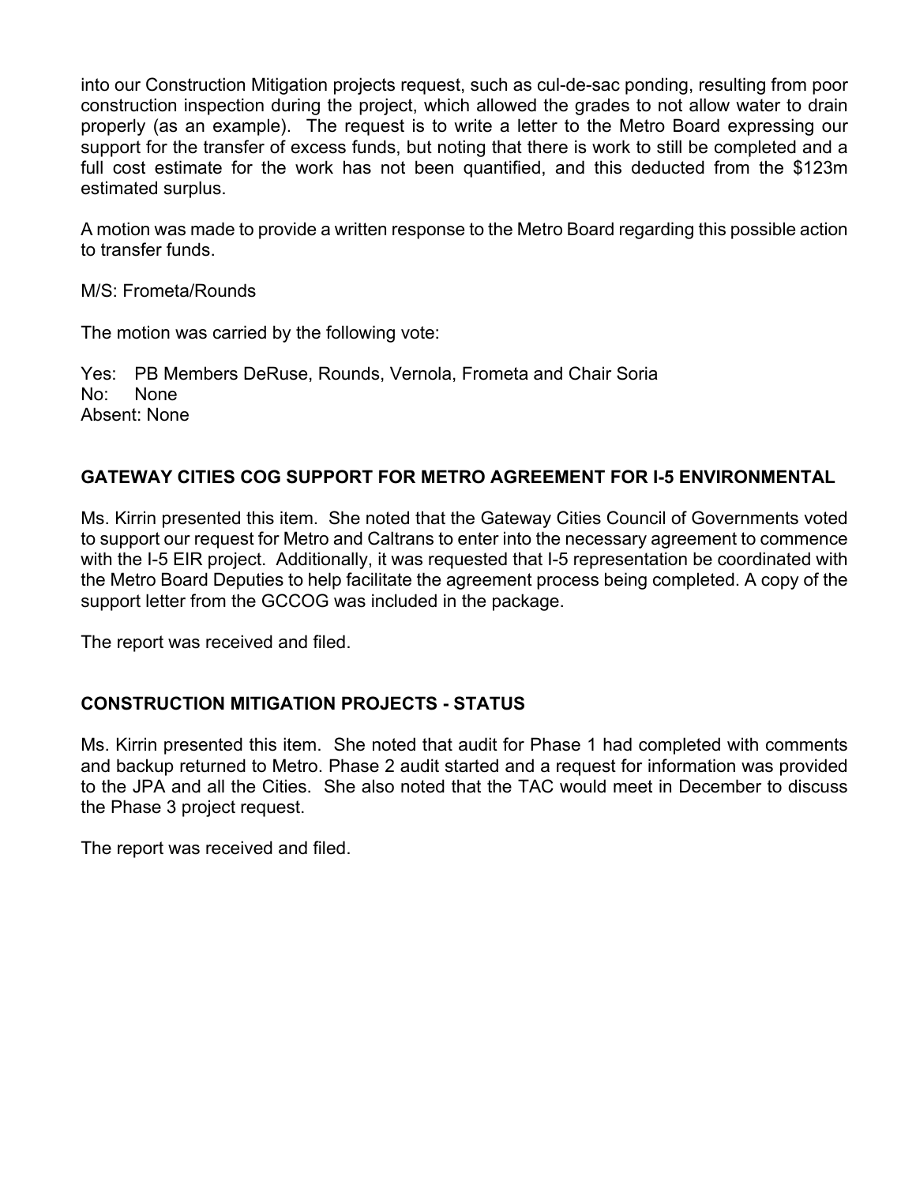into our Construction Mitigation projects request, such as cul-de-sac ponding, resulting from poor construction inspection during the project, which allowed the grades to not allow water to drain properly (as an example). The request is to write a letter to the Metro Board expressing our support for the transfer of excess funds, but noting that there is work to still be completed and a full cost estimate for the work has not been quantified, and this deducted from the $123m estimated surplus.

A motion was made to provide a written response to the Metro Board regarding this possible action to transfer funds.

M/S: Frometa/Rounds

The motion was carried by the following vote:

Yes: PB Members DeRuse, Rounds, Vernola, Frometa and Chair Soria
No: None
Absent: None

**GATEWAY CITIES COG SUPPORT FOR METRO AGREEMENT FOR I-5 ENVIRONMENTAL**

Ms. Kirrin presented this item. She noted that the Gateway Cities Council of Governments voted to support our request for Metro and Caltrans to enter into the necessary agreement to commence with the I-5 EIR project. Additionally, it was requested that I-5 representation be coordinated with the Metro Board Deputies to help facilitate the agreement process being completed. A copy of the support letter from the GCCOG was included in the package.

The report was received and filed.

**CONSTRUCTION MITIGATION PROJECTS - STATUS**

Ms. Kirrin presented this item. She noted that audit for Phase 1 had completed with comments and backup returned to Metro. Phase 2 audit started and a request for information was provided to the JPA and all the Cities. She also noted that the TAC would meet in December to discuss the Phase 3 project request.

The report was received and filed.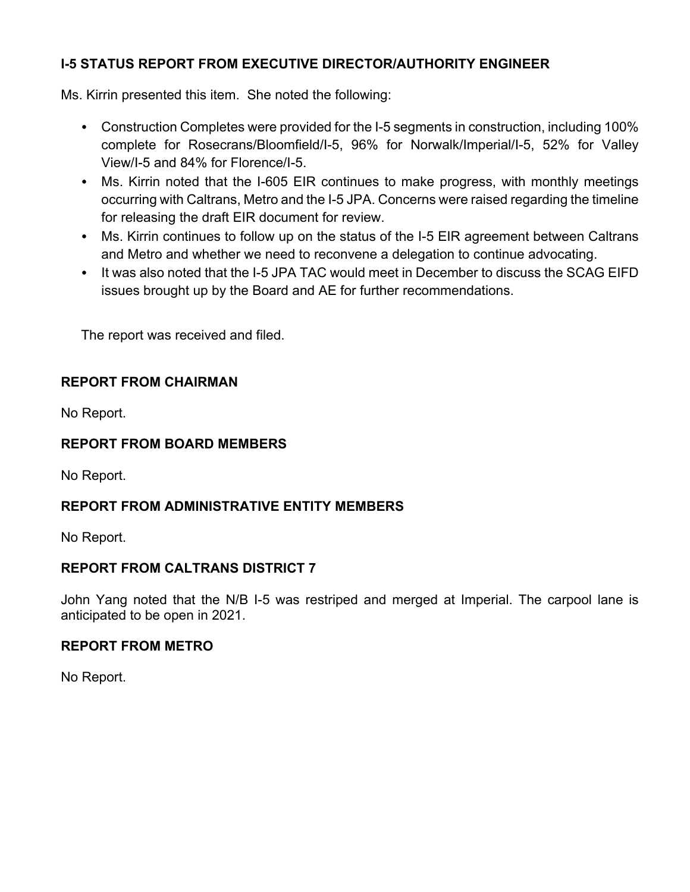**I-5 STATUS REPORT FROM EXECUTIVE DIRECTOR/AUTHORITY ENGINEER**

Ms. Kirrin presented this item. She noted the following:

- Construction Completes were provided for the I-5 segments in construction, including 100% complete for Rosecrans/Bloomfield/I-5, 96% for Norwalk/Imperial/I-5, 52% for Valley View/I-5 and 84% for Florence/I-5.
- Ms. Kirrin noted that the I-605 EIR continues to make progress, with monthly meetings occurring with Caltrans, Metro and the I-5 JPA. Concerns were raised regarding the timeline for releasing the draft EIR document for review.
- Ms. Kirrin continues to follow up on the status of the I-5 EIR agreement between Caltrans and Metro and whether we need to reconvene a delegation to continue advocating.
- It was also noted that the I-5 JPA TAC would meet in December to discuss the SCAG EIFD issues brought up by the Board and AE for further recommendations.

The report was received and filed.

**REPORT FROM CHAIRMAN**

No Report.

**REPORT FROM BOARD MEMBERS**

No Report.

**REPORT FROM ADMINISTRATIVE ENTITY MEMBERS**

No Report.

**REPORT FROM CALTRANS DISTRICT 7**

John Yang noted that the N/B I-5 was restriped and merged at Imperial. The carpool lane is anticipated to be open in 2021.

**REPORT FROM METRO**

No Report.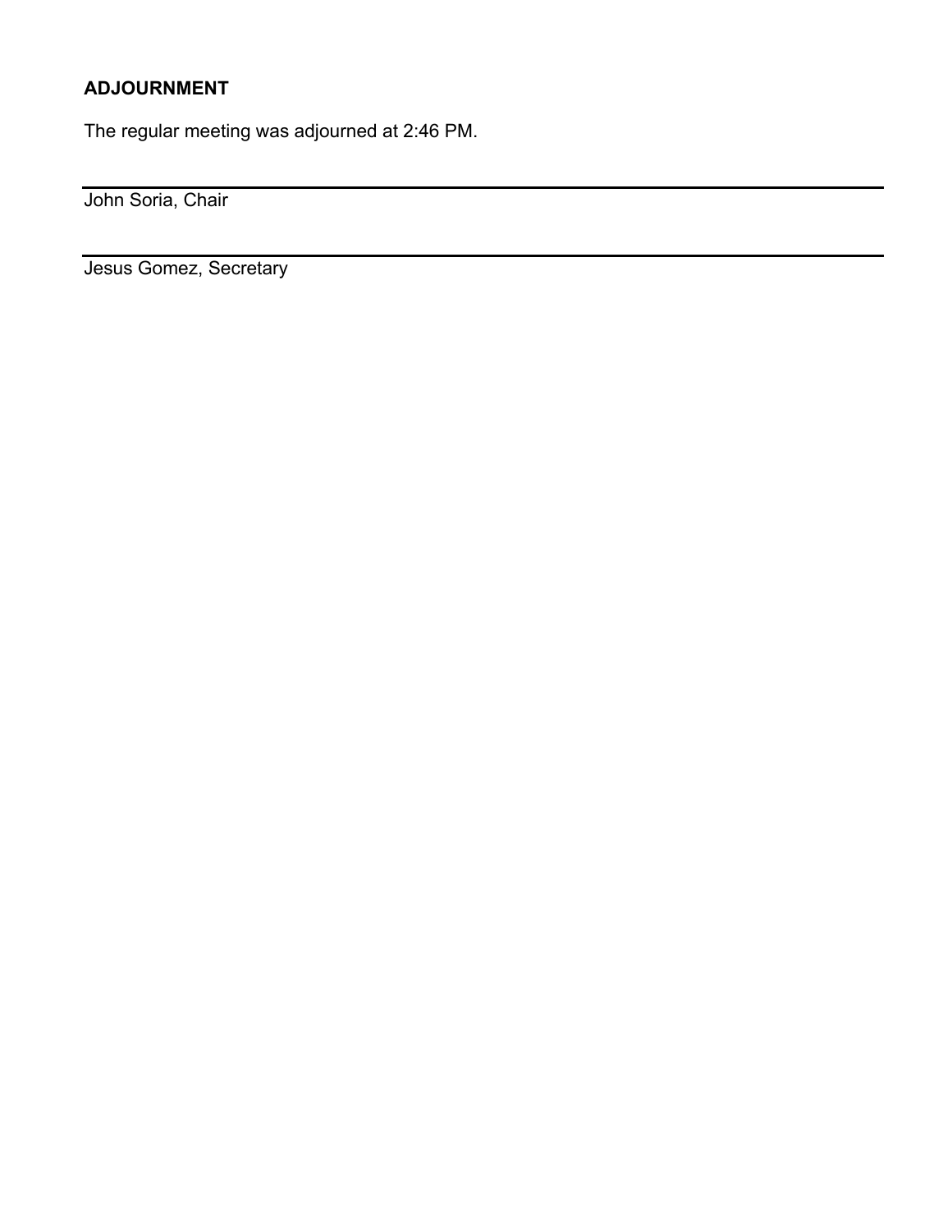**ADJOURNMENT**

The regular meeting was adjourned at 2:46 PM.

---

John Soria, Chair

---

Jesus Gomez, Secretary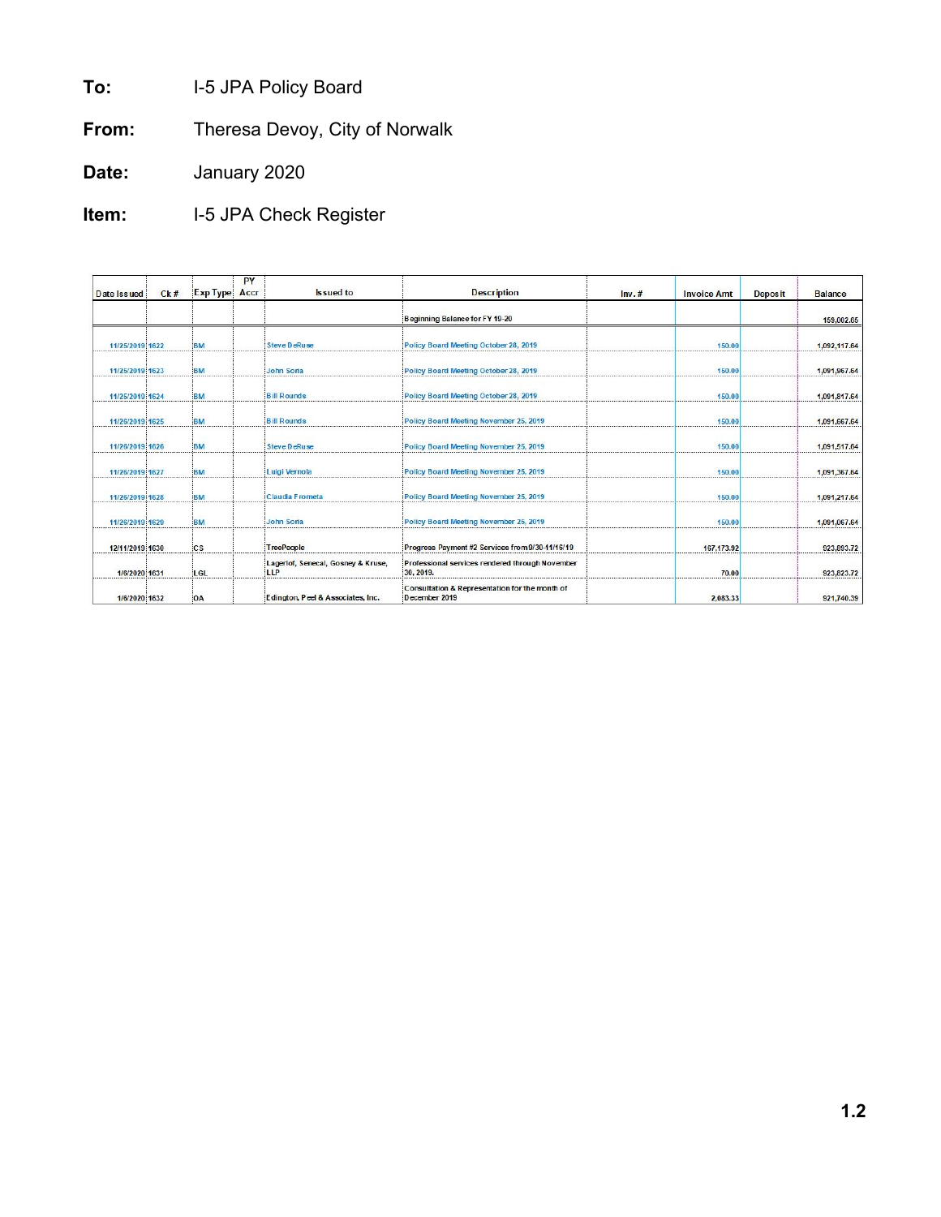**To:** I-5 JPA Policy Board

**From:** Theresa Devoy, City of Norwalk

**Date:** January 2020

**Item:** I-5 JPA Check Register

| Date Issued | Ck # | Exp Type | PY Accr | Issued to | Description | Inv. # | Invoice Amt | Deposit | Balance |
|---|---|---|---|---|---|---|---|---|---|
| | | | | | Beginning Balance for FY 19-20 | | | | 159,002.65 |
| 11/25/2019 | 1622 | BM | | Steve DeRuse | Policy Board Meeting October 28, 2019 | | 150.00 | | 1,092,117.64 |
| 11/25/2019 | 1623 | BM | | John Soria | Policy Board Meeting October 28, 2019 | | 150.00 | | 1,091,967.64 |
| 11/25/2019 | 1624 | BM | | Bill Rounds | Policy Board Meeting October 28, 2019 | | 150.00 | | 1,091,817.64 |
| 11/26/2019 | 1625 | BM | | Bill Rounds | Policy Board Meeting November 25, 2019 | | 150.00 | | 1,091,667.64 |
| 11/26/2019 | 1626 | BM | | Steve DeRuse | Policy Board Meeting November 25, 2019 | | 150.00 | | 1,091,517.64 |
| 11/26/2019 | 1627 | BM | | Luigi Vernola | Policy Board Meeting November 25, 2019 | | 150.00 | | 1,091,367.64 |
| 11/26/2019 | 1628 | BM | | Claudia Frometa | Policy Board Meeting November 25, 2019 | | 150.00 | | 1,091,217.64 |
| 11/26/2019 | 1629 | BM | | John Soria | Policy Board Meeting November 25, 2019 | | 150.00 | | 1,091,067.64 |
| 12/11/2019 | 1630 | CS | | TreePeople | Progress Payment #2 Services from 9/30-11/16/19 | | 167,173.92 | | 923,893.72 |
| 1/6/2020 | 1631 | LGL | | Lagerlof, Senecal, Gosney & Kruse, LLP | Professional services rendered through November 30, 2019. | | 70.00 | | 923,823.72 |
| 1/6/2020 | 1632 | OA | | Edington, Peel & Associates, Inc. | Consultation & Representation for the month of December 2019 | | 2,083.33 | | 921,740.39 |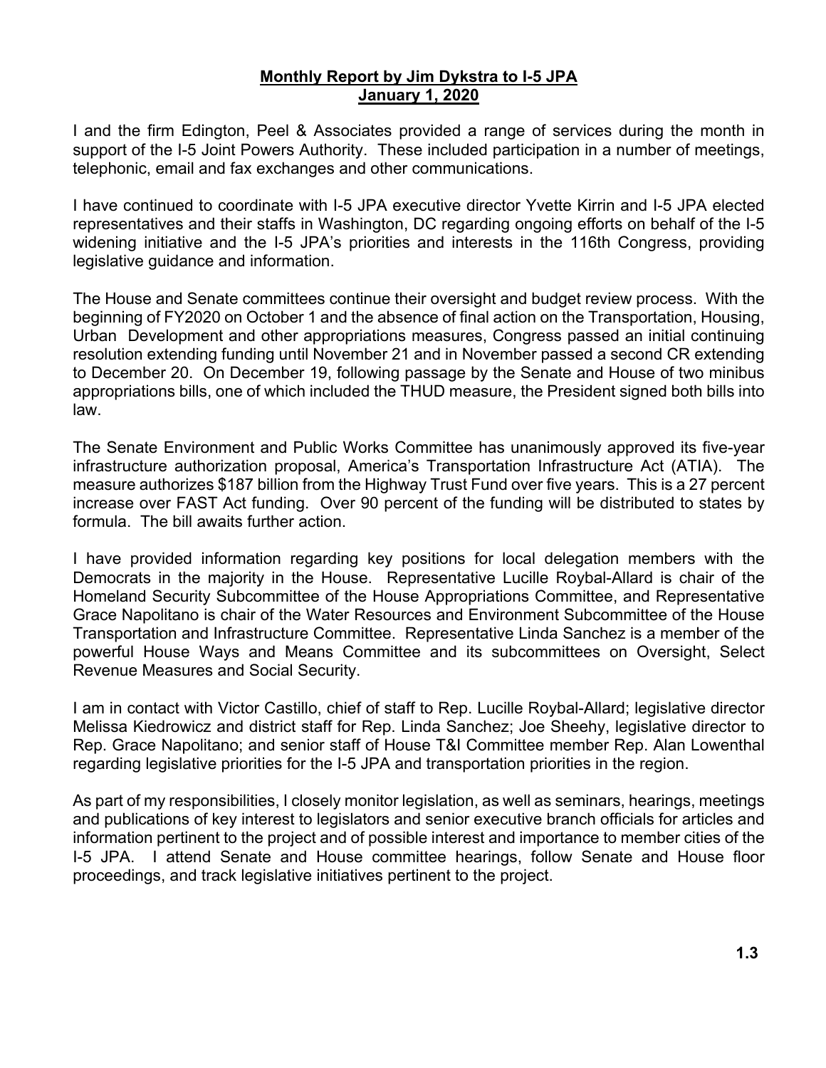# **Monthly Report by Jim Dykstra to I-5 JPA**
## **January 1, 2020**

I and the firm Edington, Peel & Associates provided a range of services during the month in support of the I-5 Joint Powers Authority. These included participation in a number of meetings, telephonic, email and fax exchanges and other communications.

I have continued to coordinate with I-5 JPA executive director Yvette Kirrin and I-5 JPA elected representatives and their staffs in Washington, DC regarding ongoing efforts on behalf of the I-5 widening initiative and the I-5 JPA's priorities and interests in the 116th Congress, providing legislative guidance and information.

The House and Senate committees continue their oversight and budget review process. With the beginning of FY2020 on October 1 and the absence of final action on the Transportation, Housing, Urban Development and other appropriations measures, Congress passed an initial continuing resolution extending funding until November 21 and in November passed a second CR extending to December 20. On December 19, following passage by the Senate and House of two minibus appropriations bills, one of which included the THUD measure, the President signed both bills into law.

The Senate Environment and Public Works Committee has unanimously approved its five-year infrastructure authorization proposal, America's Transportation Infrastructure Act (ATIA). The measure authorizes $187 billion from the Highway Trust Fund over five years. This is a 27 percent increase over FAST Act funding. Over 90 percent of the funding will be distributed to states by formula. The bill awaits further action.

I have provided information regarding key positions for local delegation members with the Democrats in the majority in the House. Representative Lucille Roybal-Allard is chair of the Homeland Security Subcommittee of the House Appropriations Committee, and Representative Grace Napolitano is chair of the Water Resources and Environment Subcommittee of the House Transportation and Infrastructure Committee. Representative Linda Sanchez is a member of the powerful House Ways and Means Committee and its subcommittees on Oversight, Select Revenue Measures and Social Security.

I am in contact with Victor Castillo, chief of staff to Rep. Lucille Roybal-Allard; legislative director Melissa Kiedrowicz and district staff for Rep. Linda Sanchez; Joe Sheehy, legislative director to Rep. Grace Napolitano; and senior staff of House T&I Committee member Rep. Alan Lowenthal regarding legislative priorities for the I-5 JPA and transportation priorities in the region.

As part of my responsibilities, I closely monitor legislation, as well as seminars, hearings, meetings and publications of key interest to legislators and senior executive branch officials for articles and information pertinent to the project and of possible interest and importance to member cities of the I-5 JPA. I attend Senate and House committee hearings, follow Senate and House floor proceedings, and track legislative initiatives pertinent to the project.

**1.3**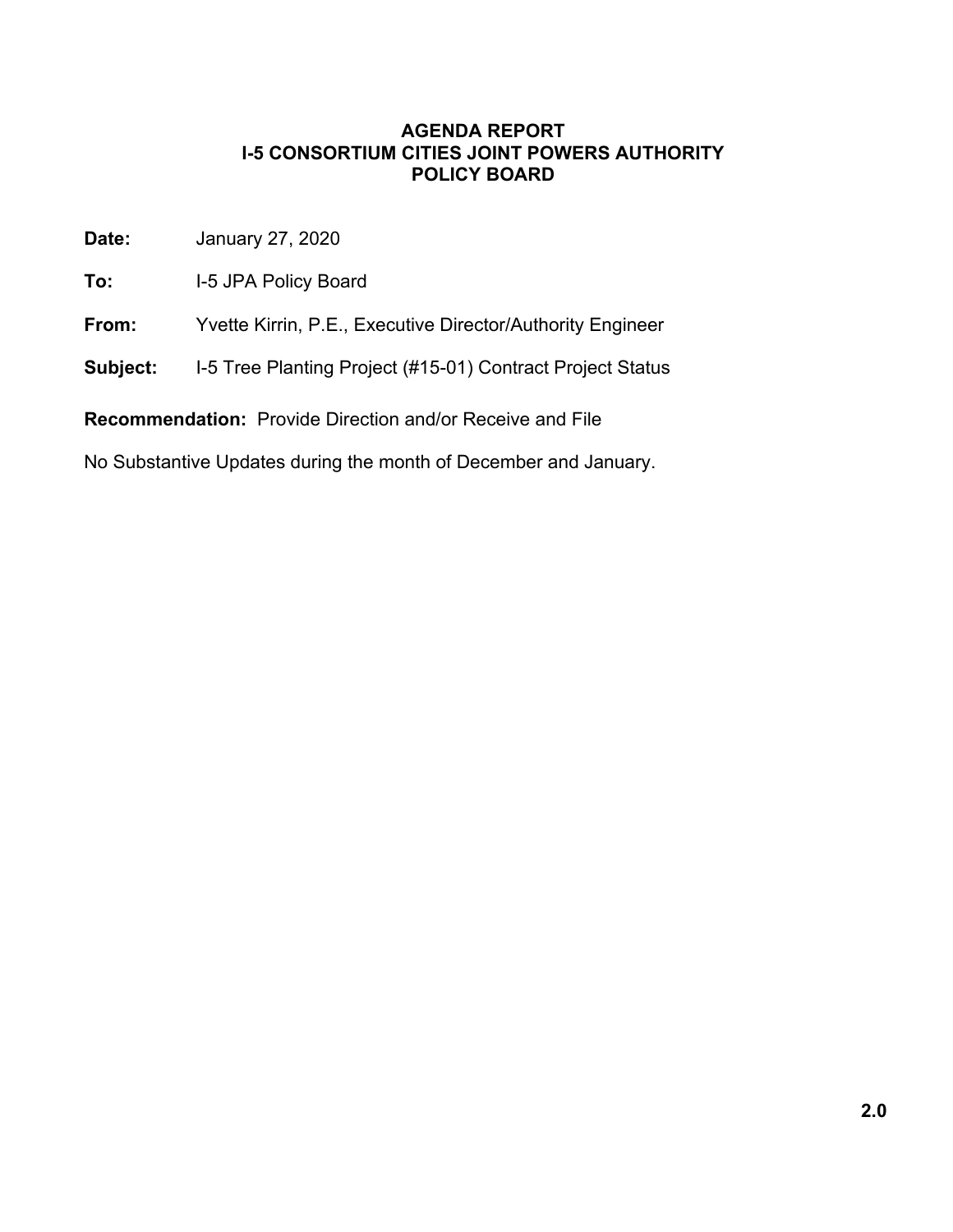# AGENDA REPORT
# I-5 CONSORTIUM CITIES JOINT POWERS AUTHORITY
# POLICY BOARD

**Date:** January 27, 2020

**To:** I-5 JPA Policy Board

**From:** Yvette Kirrin, P.E., Executive Director/Authority Engineer

**Subject:** I-5 Tree Planting Project (#15-01) Contract Project Status

**Recommendation:** Provide Direction and/or Receive and File

No Substantive Updates during the month of December and January.

**2.0**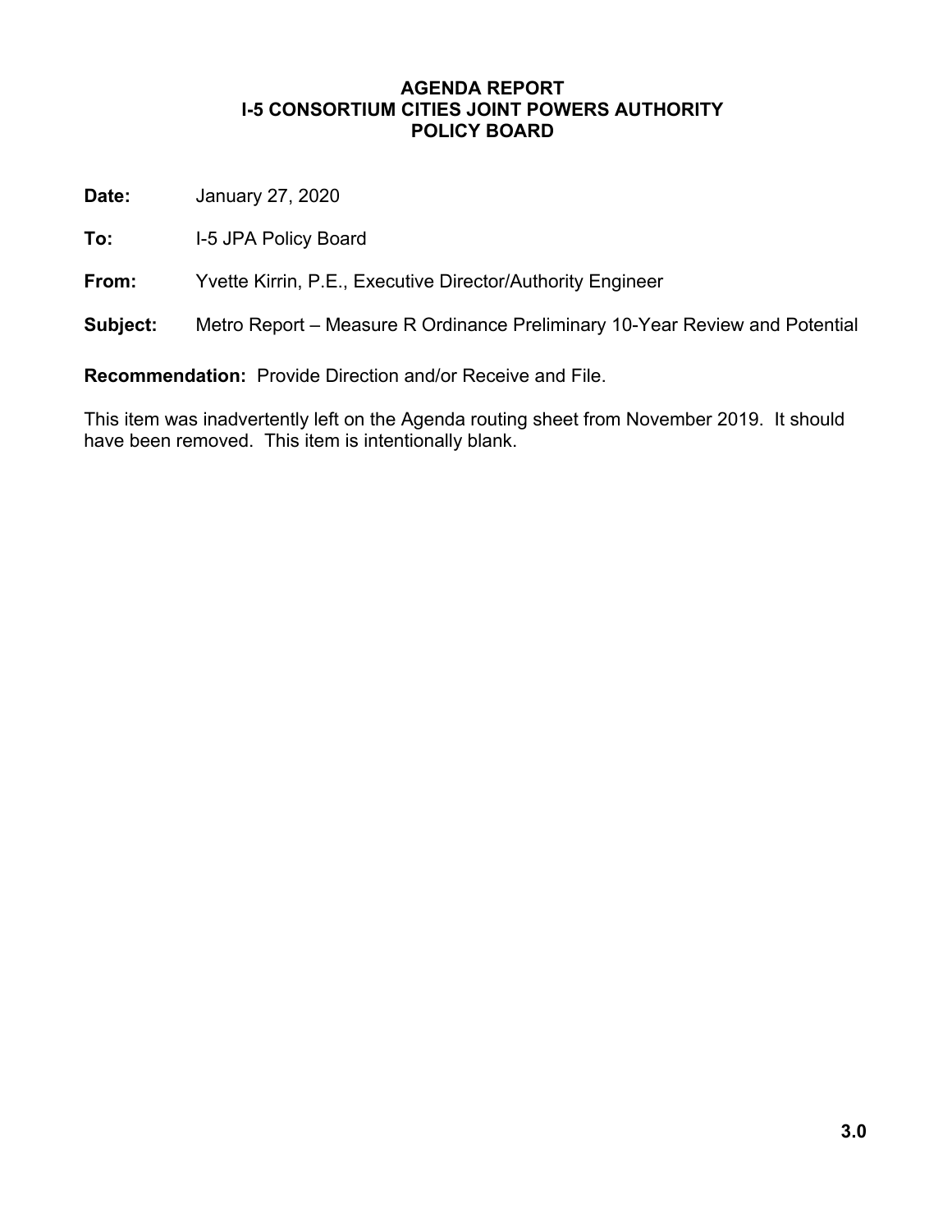**AGENDA REPORT**
**I-5 CONSORTIUM CITIES JOINT POWERS AUTHORITY**
**POLICY BOARD**

**Date:** January 27, 2020

**To:** I-5 JPA Policy Board

**From:** Yvette Kirrin, P.E., Executive Director/Authority Engineer

**Subject:** Metro Report – Measure R Ordinance Preliminary 10-Year Review and Potential

**Recommendation:** Provide Direction and/or Receive and File.

This item was inadvertently left on the Agenda routing sheet from November 2019. It should have been removed. This item is intentionally blank.

**3.0**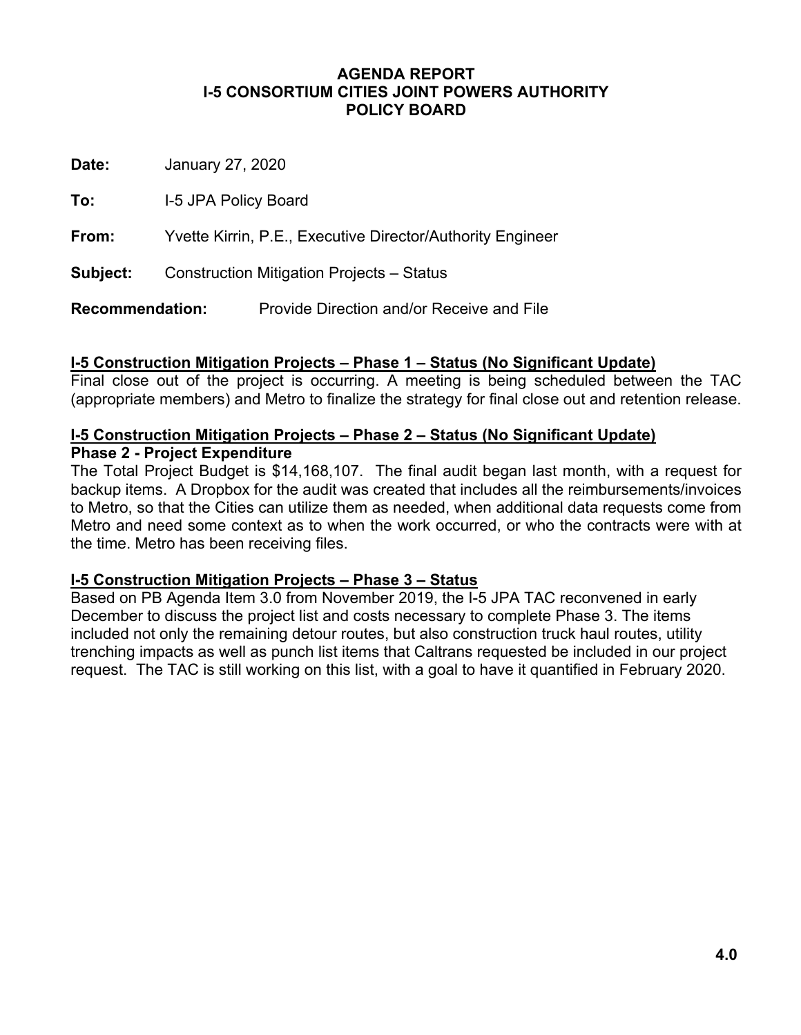**AGENDA REPORT**
**I-5 CONSORTIUM CITIES JOINT POWERS AUTHORITY**
**POLICY BOARD**

**Date:** January 27, 2020

**To:** I-5 JPA Policy Board

**From:** Yvette Kirrin, P.E., Executive Director/Authority Engineer

**Subject:** Construction Mitigation Projects – Status

**Recommendation:** Provide Direction and/or Receive and File

**I-5 Construction Mitigation Projects – Phase 1 – Status (No Significant Update)**

Final close out of the project is occurring. A meeting is being scheduled between the TAC (appropriate members) and Metro to finalize the strategy for final close out and retention release.

**I-5 Construction Mitigation Projects – Phase 2 – Status (No Significant Update)**

**Phase 2 - Project Expenditure**

The Total Project Budget is $14,168,107. The final audit began last month, with a request for backup items. A Dropbox for the audit was created that includes all the reimbursements/invoices to Metro, so that the Cities can utilize them as needed, when additional data requests come from Metro and need some context as to when the work occurred, or who the contracts were with at the time. Metro has been receiving files.

**I-5 Construction Mitigation Projects – Phase 3 – Status**

Based on PB Agenda Item 3.0 from November 2019, the I-5 JPA TAC reconvened in early December to discuss the project list and costs necessary to complete Phase 3. The items included not only the remaining detour routes, but also construction truck haul routes, utility trenching impacts as well as punch list items that Caltrans requested be included in our project request. The TAC is still working on this list, with a goal to have it quantified in February 2020.

**4.0**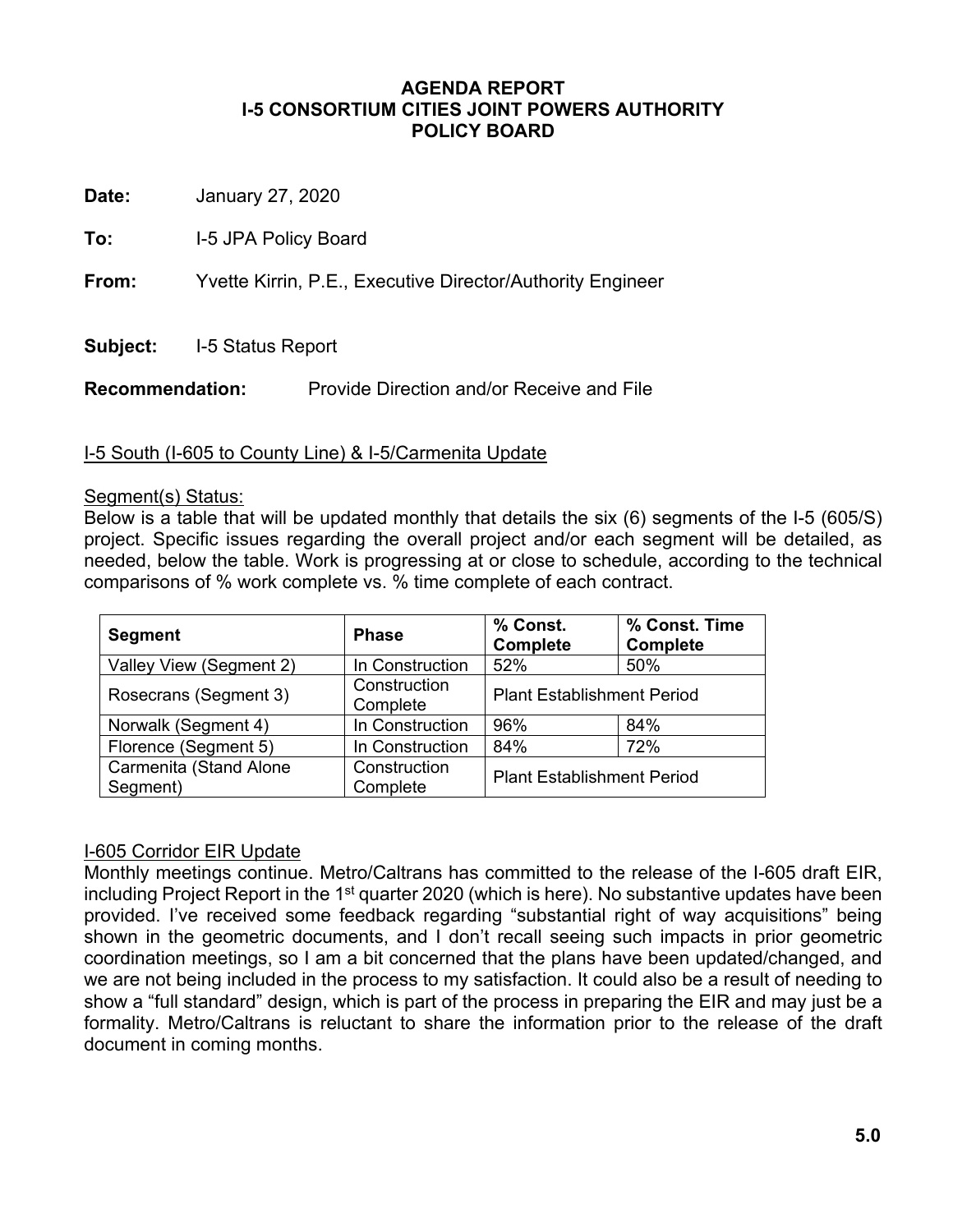**AGENDA REPORT**
**I-5 CONSORTIUM CITIES JOINT POWERS AUTHORITY**
**POLICY BOARD**

**Date:** January 27, 2020

**To:** I-5 JPA Policy Board

**From:** Yvette Kirrin, P.E., Executive Director/Authority Engineer

**Subject:** I-5 Status Report

**Recommendation:** Provide Direction and/or Receive and File

I-5 South (I-605 to County Line) & I-5/Carmenita Update

Segment(s) Status:

Below is a table that will be updated monthly that details the six (6) segments of the I-5 (605/S) project. Specific issues regarding the overall project and/or each segment will be detailed, as needed, below the table. Work is progressing at or close to schedule, according to the technical comparisons of % work complete vs. % time complete of each contract.

| Segment | Phase | % Const. Complete | % Const. Time Complete |
|---|---|---|---|
| Valley View (Segment 2) | In Construction | 52% | 50% |
| Rosecrans (Segment 3) | Construction Complete | Plant Establishment Period | |
| Norwalk (Segment 4) | In Construction | 96% | 84% |
| Florence (Segment 5) | In Construction | 84% | 72% |
| Carmenita (Stand Alone Segment) | Construction Complete | Plant Establishment Period | |

I-605 Corridor EIR Update

Monthly meetings continue. Metro/Caltrans has committed to the release of the I-605 draft EIR, including Project Report in the 1st quarter 2020 (which is here). No substantive updates have been provided. I've received some feedback regarding "substantial right of way acquisitions" being shown in the geometric documents, and I don't recall seeing such impacts in prior geometric coordination meetings, so I am a bit concerned that the plans have been updated/changed, and we are not being included in the process to my satisfaction. It could also be a result of needing to show a "full standard" design, which is part of the process in preparing the EIR and may just be a formality. Metro/Caltrans is reluctant to share the information prior to the release of the draft document in coming months.

**5.0**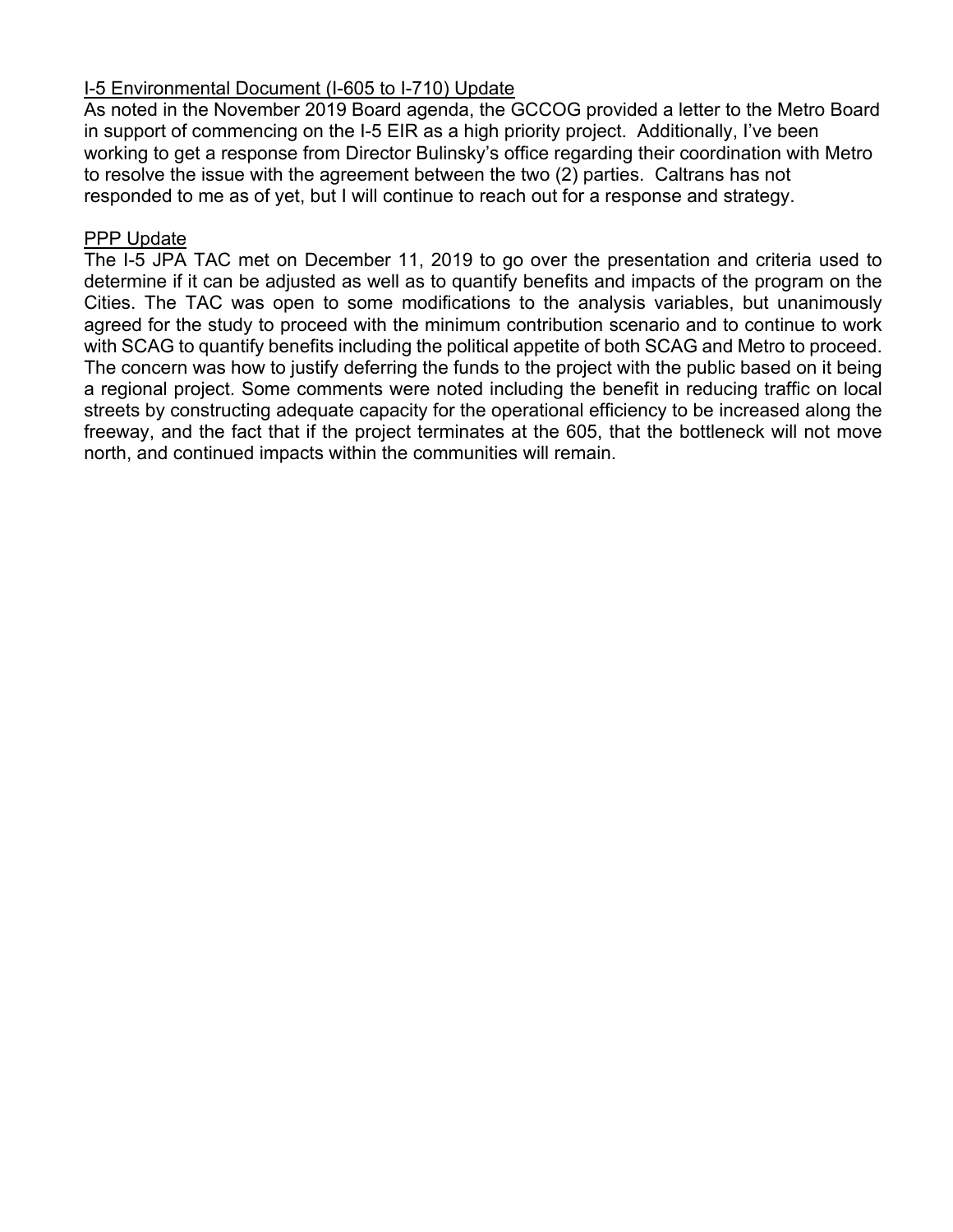<u>I-5 Environmental Document (I-605 to I-710) Update</u>

As noted in the November 2019 Board agenda, the GCCOG provided a letter to the Metro Board in support of commencing on the I-5 EIR as a high priority project. Additionally, I've been working to get a response from Director Bulinsky's office regarding their coordination with Metro to resolve the issue with the agreement between the two (2) parties. Caltrans has not responded to me as of yet, but I will continue to reach out for a response and strategy.

<u>PPP Update</u>

The I-5 JPA TAC met on December 11, 2019 to go over the presentation and criteria used to determine if it can be adjusted as well as to quantify benefits and impacts of the program on the Cities. The TAC was open to some modifications to the analysis variables, but unanimously agreed for the study to proceed with the minimum contribution scenario and to continue to work with SCAG to quantify benefits including the political appetite of both SCAG and Metro to proceed. The concern was how to justify deferring the funds to the project with the public based on it being a regional project. Some comments were noted including the benefit in reducing traffic on local streets by constructing adequate capacity for the operational efficiency to be increased along the freeway, and the fact that if the project terminates at the 605, that the bottleneck will not move north, and continued impacts within the communities will remain.